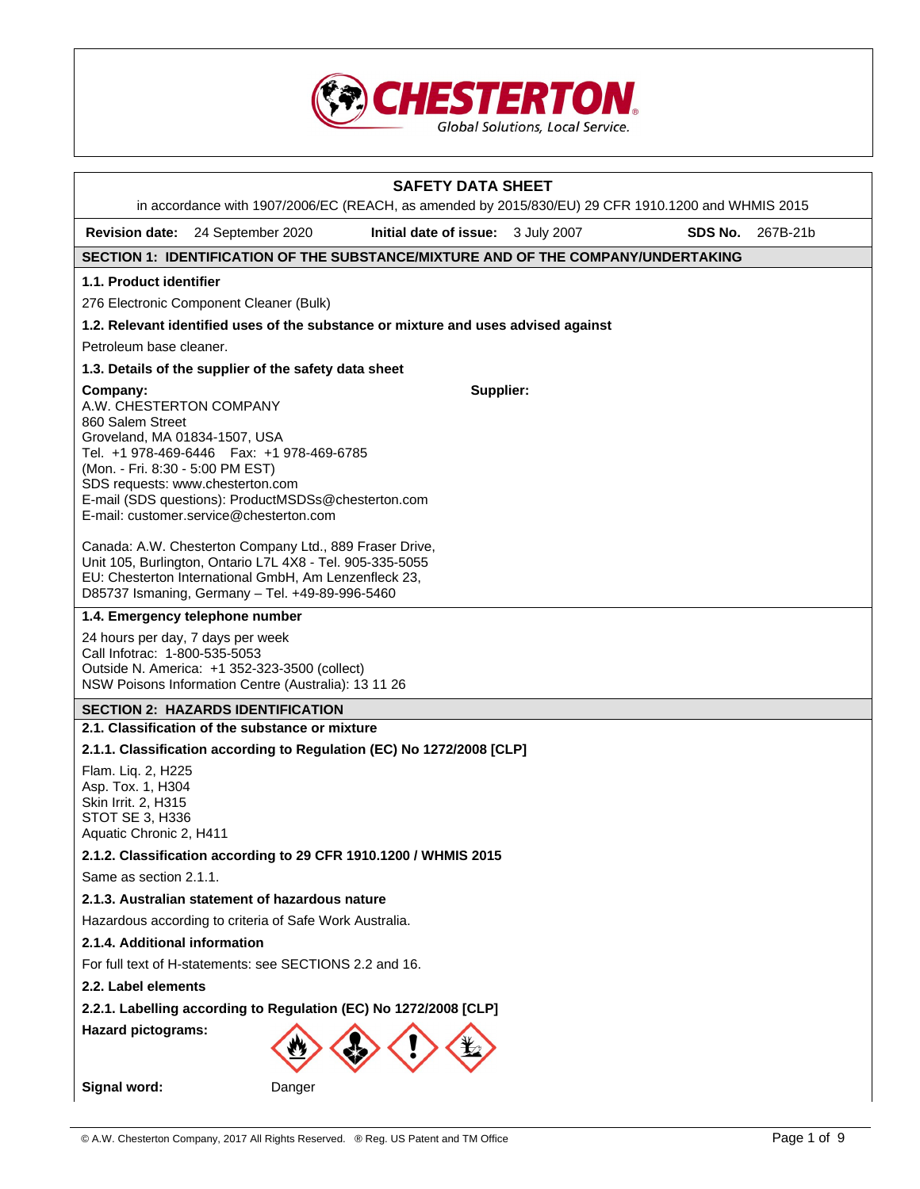# SAFETY DATA SHEET

in accordance with 1907/2006/EC (REACH, as amended by 2015/830/EU) 29 CFR 1910.1200 and WHMIS 2015

**Revision date:** 24 September 2020 **Initial date of issue:** 3 July 2007 **SDS No.** 267B-21b

## SECTION 1: IDENTIFICATION OF THE SUBSTANCE/MIXTURE AND OF THE COMPANY/UNDERTAKING

### 1.1. Product identifier

276 Electronic Component Cleaner (Bulk)

### 1.2. Relevant identified uses of the substance or mixture and uses advised against

Petroleum base cleaner.

### 1.3. Details of the supplier of the safety data sheet

**Company:**
A.W. CHESTERTON COMPANY
860 Salem Street
Groveland, MA 01834-1507, USA
Tel. +1 978-469-6446 Fax: +1 978-469-6785
(Mon. - Fri. 8:30 - 5:00 PM EST)
SDS requests: www.chesterton.com
E-mail (SDS questions): ProductMSDSs@chesterton.com
E-mail: customer.service@chesterton.com

**Supplier:**

Canada: A.W. Chesterton Company Ltd., 889 Fraser Drive, Unit 105, Burlington, Ontario L7L 4X8 - Tel. 905-335-5055
EU: Chesterton International GmbH, Am Lenzenfleck 23, D85737 Ismaning, Germany – Tel. +49-89-996-5460

### 1.4. Emergency telephone number

24 hours per day, 7 days per week
Call Infotrac: 1-800-535-5053
Outside N. America: +1 352-323-3500 (collect)
NSW Poisons Information Centre (Australia): 13 11 26

## SECTION 2: HAZARDS IDENTIFICATION

### 2.1. Classification of the substance or mixture

#### 2.1.1. Classification according to Regulation (EC) No 1272/2008 [CLP]

Flam. Liq. 2, H225
Asp. Tox. 1, H304
Skin Irrit. 2, H315
STOT SE 3, H336
Aquatic Chronic 2, H411

#### 2.1.2. Classification according to 29 CFR 1910.1200 / WHMIS 2015

Same as section 2.1.1.

#### 2.1.3. Australian statement of hazardous nature

Hazardous according to criteria of Safe Work Australia.

#### 2.1.4. Additional information

For full text of H-statements: see SECTIONS 2.2 and 16.

### 2.2. Label elements

#### 2.2.1. Labelling according to Regulation (EC) No 1272/2008 [CLP]

**Hazard pictograms:**

**Signal word:** Danger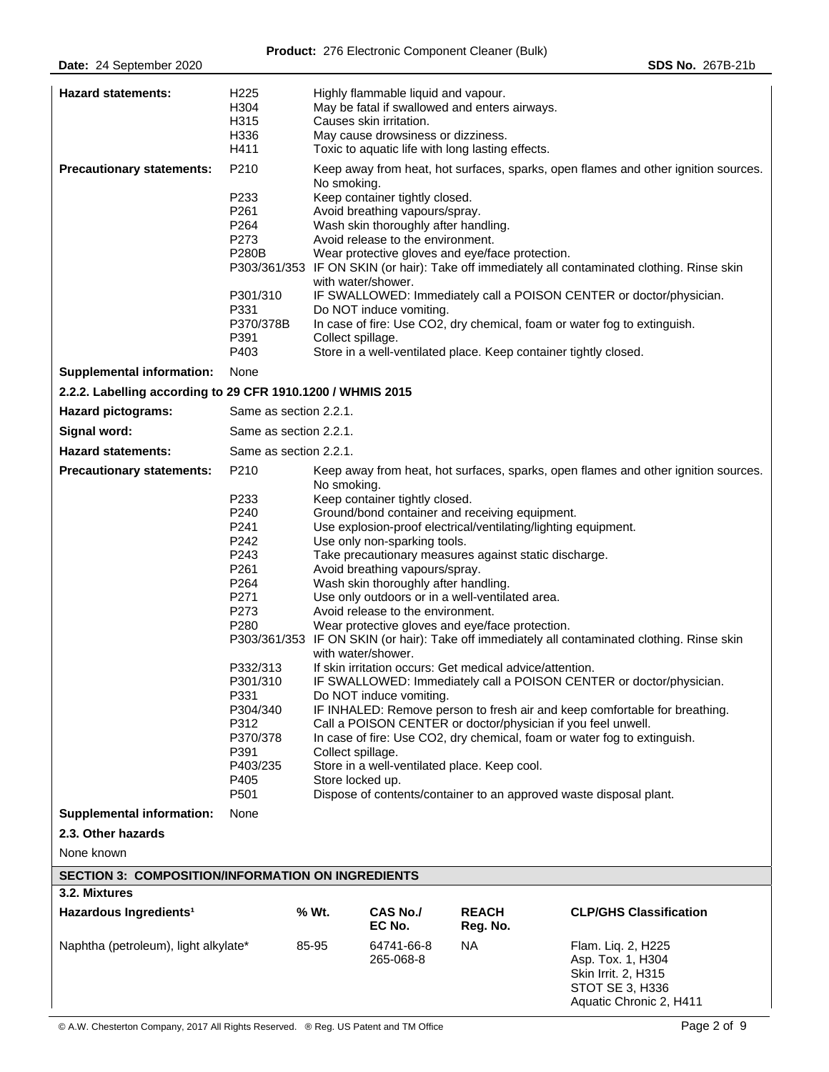| | | |
|---|---|---|
| **Hazard statements:** | H225 | Highly flammable liquid and vapour. |
| | H304 | May be fatal if swallowed and enters airways. |
| | H315 | Causes skin irritation. |
| | H336 | May cause drowsiness or dizziness. |
| | H411 | Toxic to aquatic life with long lasting effects. |
| **Precautionary statements:** | P210 | Keep away from heat, hot surfaces, sparks, open flames and other ignition sources. No smoking. |
| | P233 | Keep container tightly closed. |
| | P261 | Avoid breathing vapours/spray. |
| | P264 | Wash skin thoroughly after handling. |
| | P273 | Avoid release to the environment. |
| | P280B | Wear protective gloves and eye/face protection. |
| | P303/361/353 | IF ON SKIN (or hair): Take off immediately all contaminated clothing. Rinse skin with water/shower. |
| | P301/310 | IF SWALLOWED: Immediately call a POISON CENTER or doctor/physician. |
| | P331 | Do NOT induce vomiting. |
| | P370/378B | In case of fire: Use CO2, dry chemical, foam or water fog to extinguish. |
| | P391 | Collect spillage. |
| | P403 | Store in a well-ventilated place. Keep container tightly closed. |
| **Supplemental information:** | None | |

**2.2.2. Labelling according to 29 CFR 1910.1200 / WHMIS 2015**

| | | |
|---|---|---|
| **Hazard pictograms:** | Same as section 2.2.1. | |
| **Signal word:** | Same as section 2.2.1. | |
| **Hazard statements:** | Same as section 2.2.1. | |
| **Precautionary statements:** | P210 | Keep away from heat, hot surfaces, sparks, open flames and other ignition sources. No smoking. |
| | P233 | Keep container tightly closed. |
| | P240 | Ground/bond container and receiving equipment. |
| | P241 | Use explosion-proof electrical/ventilating/lighting equipment. |
| | P242 | Use only non-sparking tools. |
| | P243 | Take precautionary measures against static discharge. |
| | P261 | Avoid breathing vapours/spray. |
| | P264 | Wash skin thoroughly after handling. |
| | P271 | Use only outdoors or in a well-ventilated area. |
| | P273 | Avoid release to the environment. |
| | P280 | Wear protective gloves and eye/face protection. |
| | P303/361/353 | IF ON SKIN (or hair): Take off immediately all contaminated clothing. Rinse skin with water/shower. |
| | P332/313 | If skin irritation occurs: Get medical advice/attention. |
| | P301/310 | IF SWALLOWED: Immediately call a POISON CENTER or doctor/physician. |
| | P331 | Do NOT induce vomiting. |
| | P304/340 | IF INHALED: Remove person to fresh air and keep comfortable for breathing. |
| | P312 | Call a POISON CENTER or doctor/physician if you feel unwell. |
| | P370/378 | In case of fire: Use CO2, dry chemical, foam or water fog to extinguish. |
| | P391 | Collect spillage. |
| | P403/235 | Store in a well-ventilated place. Keep cool. |
| | P405 | Store locked up. |
| | P501 | Dispose of contents/container to an approved waste disposal plant. |
| **Supplemental information:** | None | |

**2.3. Other hazards**

None known

## SECTION 3: COMPOSITION/INFORMATION ON INGREDIENTS

**3.2. Mixtures**

| Hazardous Ingredients[1] | % Wt. | CAS No./ EC No. | REACH Reg. No. | CLP/GHS Classification |
|---|---|---|---|---|
| Naphtha (petroleum), light alkylate* | 85-95 | 64741-66-8 265-068-8 | NA | Flam. Liq. 2, H225 Asp. Tox. 1, H304 Skin Irrit. 2, H315 STOT SE 3, H336 Aquatic Chronic 2, H411 |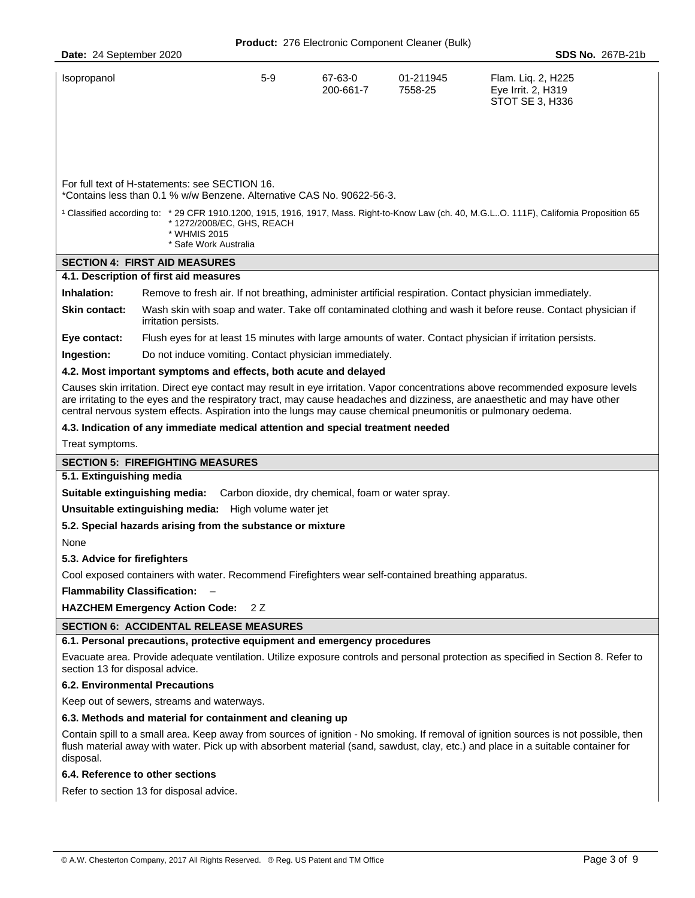| | | | | |
|---|---|---|---|---|
| Isopropanol | 5-9 | 67-63-0<br>200-661-7 | 01-211945<br>7558-25 | Flam. Liq. 2, H225<br>Eye Irrit. 2, H319<br>STOT SE 3, H336 |

For full text of H-statements: see SECTION 16.
*Contains less than 0.1 % w/w Benzene. Alternative CAS No. 90622-56-3.

[1] Classified according to: * 29 CFR 1910.1200, 1915, 1916, 1917, Mass. Right-to-Know Law (ch. 40, M.G.L..O. 111F), California Proposition 65
* 1272/2008/EC, GHS, REACH
* WHMIS 2015
* Safe Work Australia

## SECTION 4: FIRST AID MEASURES

### 4.1. Description of first aid measures

**Inhalation:** Remove to fresh air. If not breathing, administer artificial respiration. Contact physician immediately.

**Skin contact:** Wash skin with soap and water. Take off contaminated clothing and wash it before reuse. Contact physician if irritation persists.

**Eye contact:** Flush eyes for at least 15 minutes with large amounts of water. Contact physician if irritation persists.

**Ingestion:** Do not induce vomiting. Contact physician immediately.

### 4.2. Most important symptoms and effects, both acute and delayed

Causes skin irritation. Direct eye contact may result in eye irritation. Vapor concentrations above recommended exposure levels are irritating to the eyes and the respiratory tract, may cause headaches and dizziness, are anaesthetic and may have other central nervous system effects. Aspiration into the lungs may cause chemical pneumonitis or pulmonary oedema.

### 4.3. Indication of any immediate medical attention and special treatment needed

Treat symptoms.

## SECTION 5: FIREFIGHTING MEASURES

### 5.1. Extinguishing media

**Suitable extinguishing media:** Carbon dioxide, dry chemical, foam or water spray.

**Unsuitable extinguishing media:** High volume water jet

### 5.2. Special hazards arising from the substance or mixture

None

### 5.3. Advice for firefighters

Cool exposed containers with water. Recommend Firefighters wear self-contained breathing apparatus.

**Flammability Classification:** –

**HAZCHEM Emergency Action Code:** 2 Z

## SECTION 6: ACCIDENTAL RELEASE MEASURES

### 6.1. Personal precautions, protective equipment and emergency procedures

Evacuate area. Provide adequate ventilation. Utilize exposure controls and personal protection as specified in Section 8. Refer to section 13 for disposal advice.

### 6.2. Environmental Precautions

Keep out of sewers, streams and waterways.

### 6.3. Methods and material for containment and cleaning up

Contain spill to a small area. Keep away from sources of ignition - No smoking. If removal of ignition sources is not possible, then flush material away with water. Pick up with absorbent material (sand, sawdust, clay, etc.) and place in a suitable container for disposal.

### 6.4. Reference to other sections

Refer to section 13 for disposal advice.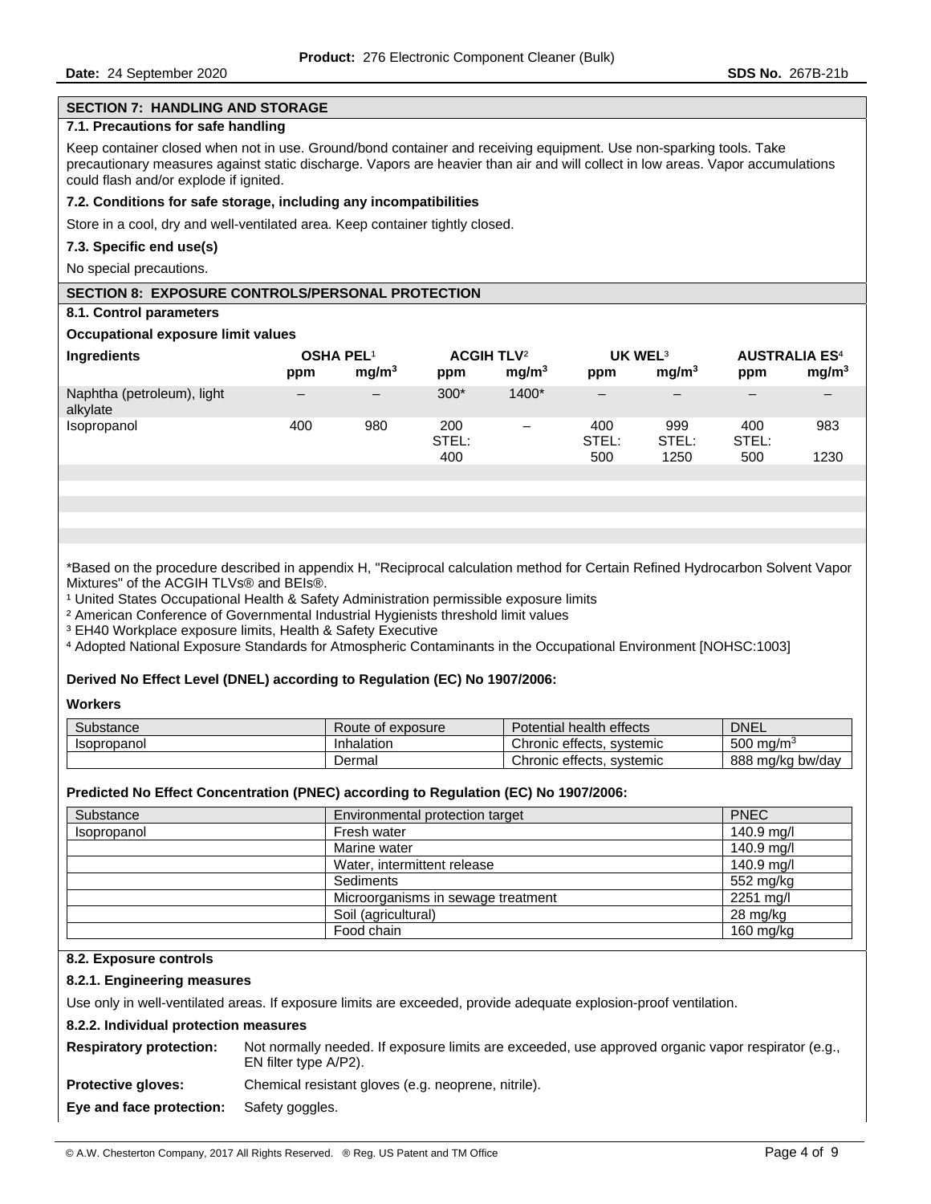## SECTION 7: HANDLING AND STORAGE

### 7.1. Precautions for safe handling

Keep container closed when not in use. Ground/bond container and receiving equipment. Use non-sparking tools. Take precautionary measures against static discharge. Vapors are heavier than air and will collect in low areas. Vapor accumulations could flash and/or explode if ignited.

### 7.2. Conditions for safe storage, including any incompatibilities

Store in a cool, dry and well-ventilated area. Keep container tightly closed.

### 7.3. Specific end use(s)

No special precautions.

## SECTION 8: EXPOSURE CONTROLS/PERSONAL PROTECTION

### 8.1. Control parameters

**Occupational exposure limit values**

| Ingredients | OSHA PEL[1] | | ACGIH TLV[2] | | UK WEL[3] | | AUSTRALIA ES[4] | |
|---|---|---|---|---|---|---|---|---|
| | ppm | $mg/m^3$ | ppm | $mg/m^3$ | ppm | $mg/m^3$ | ppm | $mg/m^3$ |
| Naphtha (petroleum), light alkylate | – | – | 300* | 1400* | – | – | – | – |
| Isopropanol | 400 | 980 | 200 STEL: 400 | – | 400 STEL: 500 | 999 STEL: 1250 | 400 STEL: 500 | 983 1230 |

*Based on the procedure described in appendix H, "Reciprocal calculation method for Certain Refined Hydrocarbon Solvent Vapor Mixtures" of the ACGIH TLVs® and BEIs®.

[1] United States Occupational Health & Safety Administration permissible exposure limits
[2] American Conference of Governmental Industrial Hygienists threshold limit values
[3] EH40 Workplace exposure limits, Health & Safety Executive
[4] Adopted National Exposure Standards for Atmospheric Contaminants in the Occupational Environment [NOHSC:1003]

**Derived No Effect Level (DNEL) according to Regulation (EC) No 1907/2006:**

**Workers**

| Substance | Route of exposure | Potential health effects | DNEL |
|---|---|---|---|
| Isopropanol | Inhalation | Chronic effects, systemic | 500 $mg/m^3$ |
| | Dermal | Chronic effects, systemic | 888 mg/kg bw/day |

**Predicted No Effect Concentration (PNEC) according to Regulation (EC) No 1907/2006:**

| Substance | Environmental protection target | PNEC |
|---|---|---|
| Isopropanol | Fresh water | 140.9 mg/l |
| | Marine water | 140.9 mg/l |
| | Water, intermittent release | 140.9 mg/l |
| | Sediments | 552 mg/kg |
| | Microorganisms in sewage treatment | 2251 mg/l |
| | Soil (agricultural) | 28 mg/kg |
| | Food chain | 160 mg/kg |

### 8.2. Exposure controls

#### 8.2.1. Engineering measures

Use only in well-ventilated areas. If exposure limits are exceeded, provide adequate explosion-proof ventilation.

#### 8.2.2. Individual protection measures

**Respiratory protection:** Not normally needed. If exposure limits are exceeded, use approved organic vapor respirator (e.g., EN filter type A/P2).

**Protective gloves:** Chemical resistant gloves (e.g. neoprene, nitrile).

**Eye and face protection:** Safety goggles.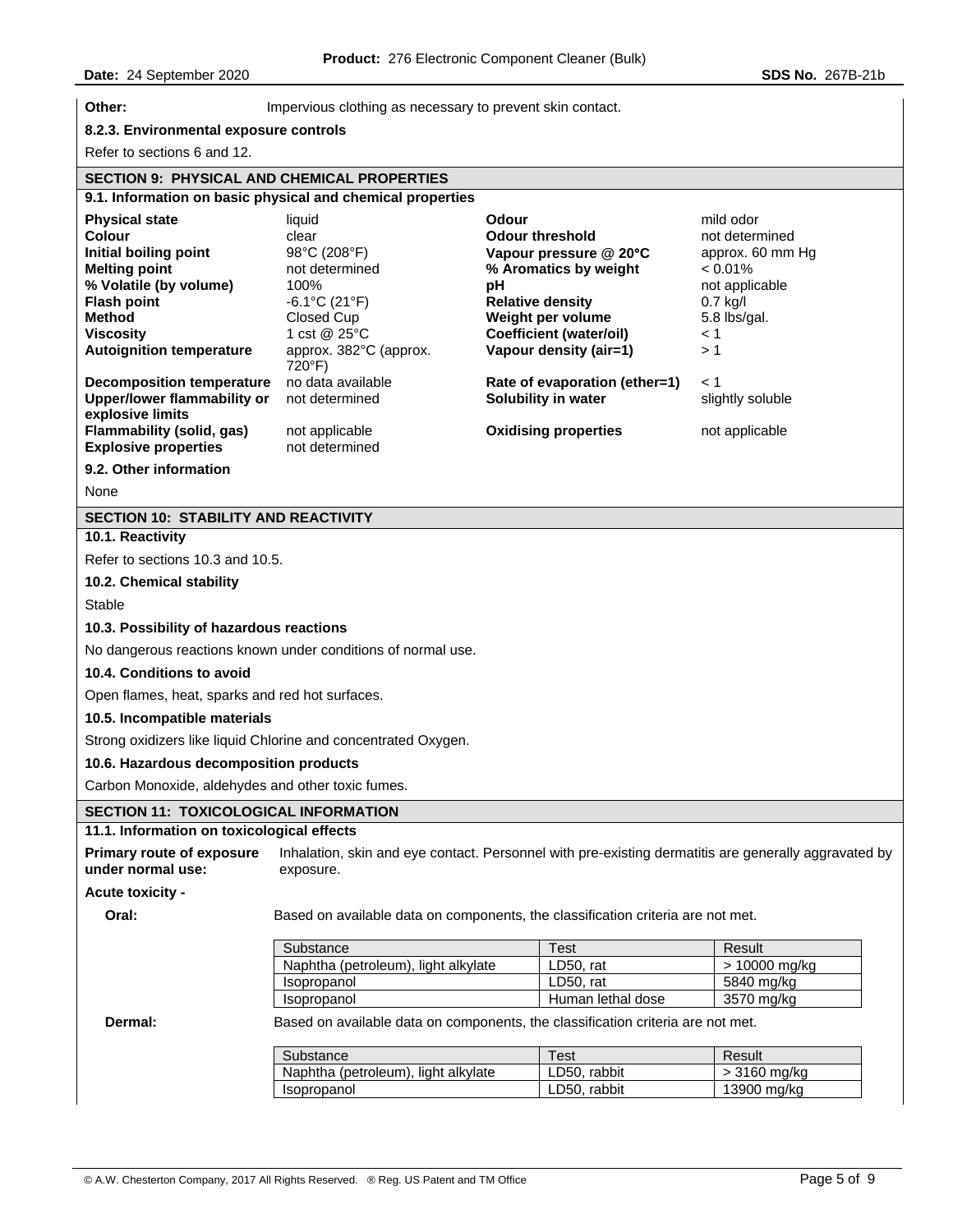**Other:** Impervious clothing as necessary to prevent skin contact.

**8.2.3. Environmental exposure controls**

Refer to sections 6 and 12.

## SECTION 9: PHYSICAL AND CHEMICAL PROPERTIES

### 9.1. Information on basic physical and chemical properties

| | | | |
|---|---|---|---|
| **Physical state** | liquid | **Odour** | mild odor |
| **Colour** | clear | **Odour threshold** | not determined |
| **Initial boiling point** | 98°C (208°F) | **Vapour pressure @ 20°C** | approx. 60 mm Hg |
| **Melting point** | not determined | **% Aromatics by weight** | < 0.01% |
| **% Volatile (by volume)** | 100% | **pH** | not applicable |
| **Flash point** | -6.1°C (21°F) | **Relative density** | 0.7 kg/l |
| **Method** | Closed Cup | **Weight per volume** | 5.8 lbs/gal. |
| **Viscosity** | 1 cst @ 25°C | **Coefficient (water/oil)** | < 1 |
| **Autoignition temperature** | approx. 382°C (approx. 720°F) | **Vapour density (air=1)** | > 1 |
| **Decomposition temperature** | no data available | **Rate of evaporation (ether=1)** | < 1 |
| **Upper/lower flammability or explosive limits** | not determined | **Solubility in water** | slightly soluble |
| **Flammability (solid, gas)** | not applicable | **Oxidising properties** | not applicable |
| **Explosive properties** | not determined | | |

### 9.2. Other information

None

## SECTION 10: STABILITY AND REACTIVITY

### 10.1. Reactivity

Refer to sections 10.3 and 10.5.

### 10.2. Chemical stability

Stable

### 10.3. Possibility of hazardous reactions

No dangerous reactions known under conditions of normal use.

### 10.4. Conditions to avoid

Open flames, heat, sparks and red hot surfaces.

### 10.5. Incompatible materials

Strong oxidizers like liquid Chlorine and concentrated Oxygen.

### 10.6. Hazardous decomposition products

Carbon Monoxide, aldehydes and other toxic fumes.

## SECTION 11: TOXICOLOGICAL INFORMATION

### 11.1. Information on toxicological effects

**Primary route of exposure under normal use:** Inhalation, skin and eye contact. Personnel with pre-existing dermatitis are generally aggravated by exposure.

**Acute toxicity -**

**Oral:** Based on available data on components, the classification criteria are not met.

| Substance | Test | Result |
|---|---|---|
| Naphtha (petroleum), light alkylate | LD50, rat | > 10000 mg/kg |
| Isopropanol | LD50, rat | 5840 mg/kg |
| Isopropanol | Human lethal dose | 3570 mg/kg |

**Dermal:** Based on available data on components, the classification criteria are not met.

| Substance | Test | Result |
|---|---|---|
| Naphtha (petroleum), light alkylate | LD50, rabbit | > 3160 mg/kg |
| Isopropanol | LD50, rabbit | 13900 mg/kg |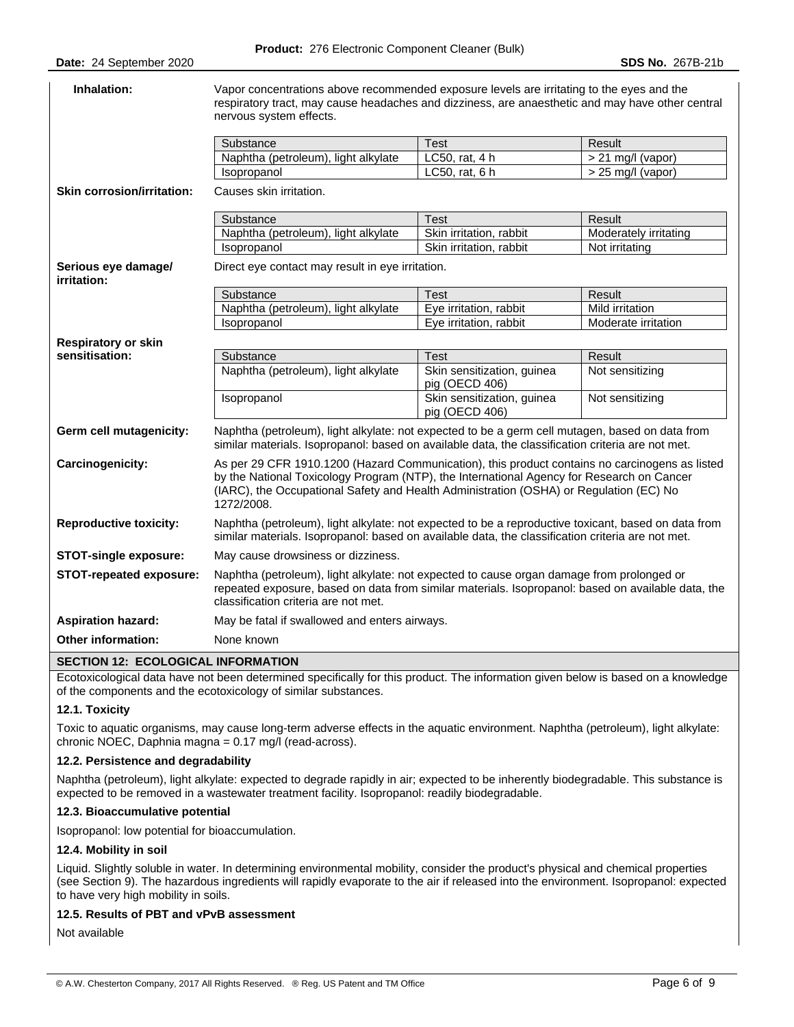**Inhalation:** Vapor concentrations above recommended exposure levels are irritating to the eyes and the respiratory tract, may cause headaches and dizziness, are anaesthetic and may have other central nervous system effects.

| Substance | Test | Result |
|---|---|---|
| Naphtha (petroleum), light alkylate | LC50, rat, 4 h | > 21 mg/l (vapor) |
| Isopropanol | LC50, rat, 6 h | > 25 mg/l (vapor) |

**Skin corrosion/irritation:** Causes skin irritation.

| Substance | Test | Result |
|---|---|---|
| Naphtha (petroleum), light alkylate | Skin irritation, rabbit | Moderately irritating |
| Isopropanol | Skin irritation, rabbit | Not irritating |

**Serious eye damage/ irritation:** Direct eye contact may result in eye irritation.

| Substance | Test | Result |
|---|---|---|
| Naphtha (petroleum), light alkylate | Eye irritation, rabbit | Mild irritation |
| Isopropanol | Eye irritation, rabbit | Moderate irritation |

**Respiratory or skin sensitisation:**

| Substance | Test | Result |
|---|---|---|
| Naphtha (petroleum), light alkylate | Skin sensitization, guinea pig (OECD 406) | Not sensitizing |
| Isopropanol | Skin sensitization, guinea pig (OECD 406) | Not sensitizing |

**Germ cell mutagenicity:** Naphtha (petroleum), light alkylate: not expected to be a germ cell mutagen, based on data from similar materials. Isopropanol: based on available data, the classification criteria are not met.

**Carcinogenicity:** As per 29 CFR 1910.1200 (Hazard Communication), this product contains no carcinogens as listed by the National Toxicology Program (NTP), the International Agency for Research on Cancer (IARC), the Occupational Safety and Health Administration (OSHA) or Regulation (EC) No 1272/2008.

**Reproductive toxicity:** Naphtha (petroleum), light alkylate: not expected to be a reproductive toxicant, based on data from similar materials. Isopropanol: based on available data, the classification criteria are not met.

**STOT-single exposure:** May cause drowsiness or dizziness.

**STOT-repeated exposure:** Naphtha (petroleum), light alkylate: not expected to cause organ damage from prolonged or repeated exposure, based on data from similar materials. Isopropanol: based on available data, the classification criteria are not met.

**Aspiration hazard:** May be fatal if swallowed and enters airways.

**Other information:** None known

## SECTION 12: ECOLOGICAL INFORMATION

Ecotoxicological data have not been determined specifically for this product. The information given below is based on a knowledge of the components and the ecotoxicology of similar substances.

### 12.1. Toxicity

Toxic to aquatic organisms, may cause long-term adverse effects in the aquatic environment. Naphtha (petroleum), light alkylate: chronic NOEC, Daphnia magna = 0.17 mg/l (read-across).

### 12.2. Persistence and degradability

Naphtha (petroleum), light alkylate: expected to degrade rapidly in air; expected to be inherently biodegradable. This substance is expected to be removed in a wastewater treatment facility. Isopropanol: readily biodegradable.

### 12.3. Bioaccumulative potential

Isopropanol: low potential for bioaccumulation.

### 12.4. Mobility in soil

Liquid. Slightly soluble in water. In determining environmental mobility, consider the product's physical and chemical properties (see Section 9). The hazardous ingredients will rapidly evaporate to the air if released into the environment. Isopropanol: expected to have very high mobility in soils.

### 12.5. Results of PBT and vPvB assessment

Not available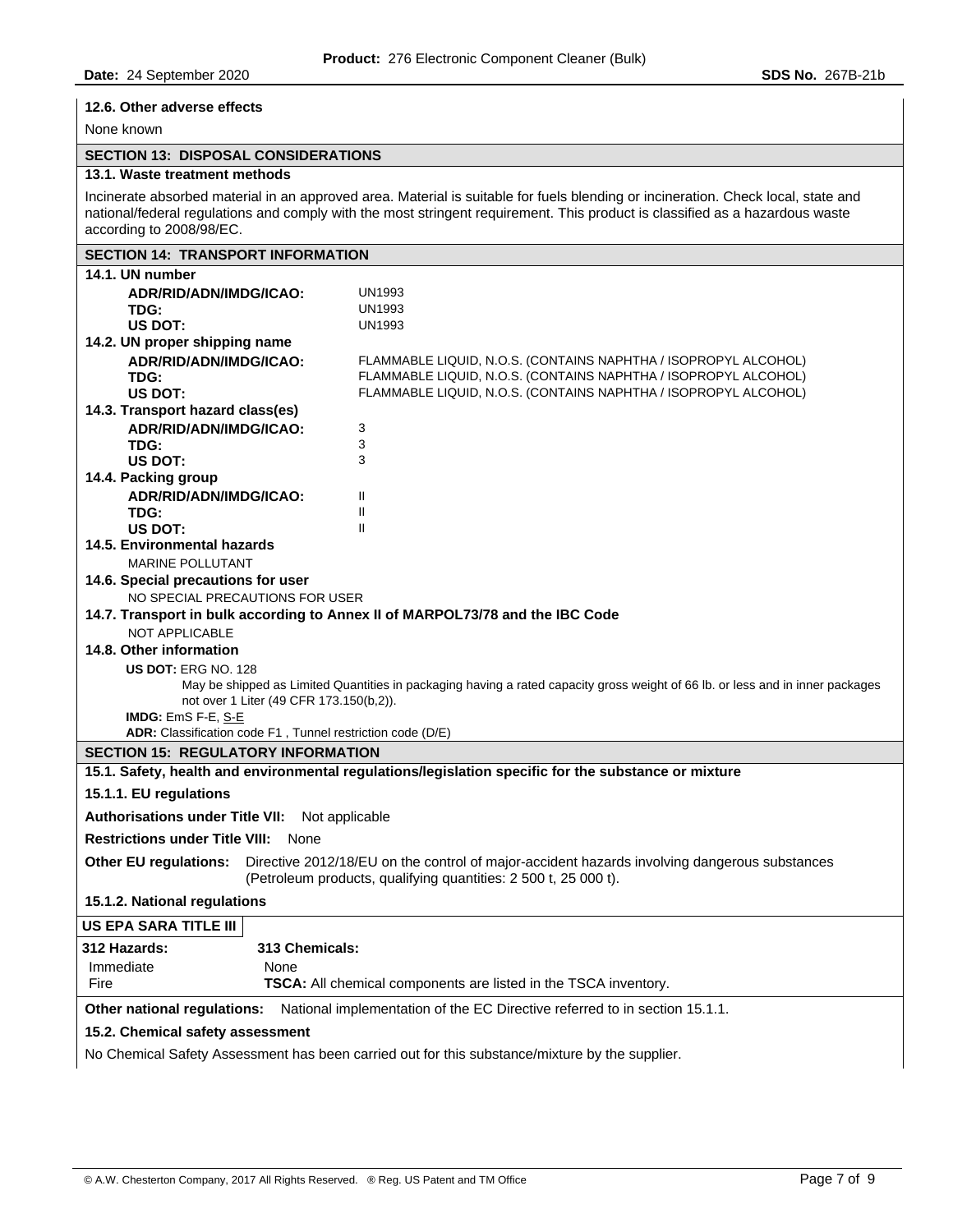### 12.6. Other adverse effects

None known

## SECTION 13: DISPOSAL CONSIDERATIONS

### 13.1. Waste treatment methods

Incinerate absorbed material in an approved area. Material is suitable for fuels blending or incineration. Check local, state and national/federal regulations and comply with the most stringent requirement. This product is classified as a hazardous waste according to 2008/98/EC.

## SECTION 14: TRANSPORT INFORMATION

### 14.1. UN number

| | |
|---|---|
| **ADR/RID/ADN/IMDG/ICAO:** | UN1993 |
| **TDG:** | UN1993 |
| **US DOT:** | UN1993 |

### 14.2. UN proper shipping name

| | |
|---|---|
| **ADR/RID/ADN/IMDG/ICAO:** | FLAMMABLE LIQUID, N.O.S. (CONTAINS NAPHTHA / ISOPROPYL ALCOHOL) |
| **TDG:** | FLAMMABLE LIQUID, N.O.S. (CONTAINS NAPHTHA / ISOPROPYL ALCOHOL) |
| **US DOT:** | FLAMMABLE LIQUID, N.O.S. (CONTAINS NAPHTHA / ISOPROPYL ALCOHOL) |

### 14.3. Transport hazard class(es)

| | |
|---|---|
| **ADR/RID/ADN/IMDG/ICAO:** | 3 |
| **TDG:** | 3 |
| **US DOT:** | 3 |

### 14.4. Packing group

| | |
|---|---|
| **ADR/RID/ADN/IMDG/ICAO:** | II |
| **TDG:** | II |
| **US DOT:** | II |

### 14.5. Environmental hazards

MARINE POLLUTANT

### 14.6. Special precautions for user

NO SPECIAL PRECAUTIONS FOR USER

### 14.7. Transport in bulk according to Annex II of MARPOL73/78 and the IBC Code

NOT APPLICABLE

### 14.8. Other information

**US DOT:** ERG NO. 128

May be shipped as Limited Quantities in packaging having a rated capacity gross weight of 66 lb. or less and in inner packages not over 1 Liter (49 CFR 173.150(b,2)).

**IMDG:** EmS F-E, S-E

**ADR:** Classification code F1 , Tunnel restriction code (D/E)

## SECTION 15: REGULATORY INFORMATION

### 15.1. Safety, health and environmental regulations/legislation specific for the substance or mixture

### 15.1.1. EU regulations

**Authorisations under Title VII:** Not applicable

**Restrictions under Title VIII:** None

**Other EU regulations:** Directive 2012/18/EU on the control of major-accident hazards involving dangerous substances (Petroleum products, qualifying quantities: 2 500 t, 25 000 t).

### 15.1.2. National regulations

**US EPA SARA TITLE III**

| **312 Hazards:** | **313 Chemicals:** |
|---|---|
| Immediate | None |
| Fire | **TSCA:** All chemical components are listed in the TSCA inventory. |

**Other national regulations:** National implementation of the EC Directive referred to in section 15.1.1.

### 15.2. Chemical safety assessment

No Chemical Safety Assessment has been carried out for this substance/mixture by the supplier.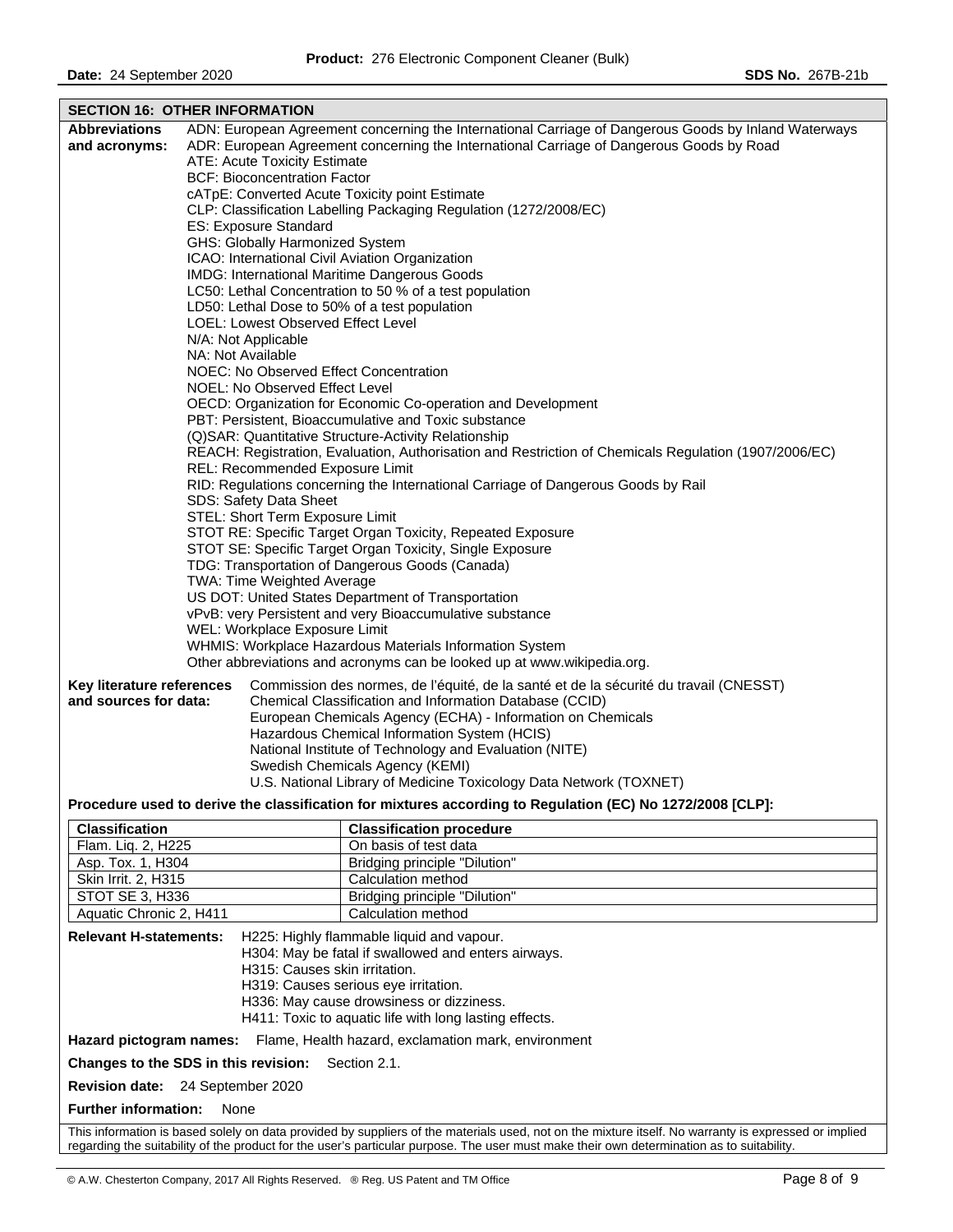## SECTION 16: OTHER INFORMATION

**Abbreviations and acronyms:**

ADN: European Agreement concerning the International Carriage of Dangerous Goods by Inland Waterways
ADR: European Agreement concerning the International Carriage of Dangerous Goods by Road
ATE: Acute Toxicity Estimate
BCF: Bioconcentration Factor
cATpE: Converted Acute Toxicity point Estimate
CLP: Classification Labelling Packaging Regulation (1272/2008/EC)
ES: Exposure Standard
GHS: Globally Harmonized System
ICAO: International Civil Aviation Organization
IMDG: International Maritime Dangerous Goods
LC50: Lethal Concentration to 50 % of a test population
LD50: Lethal Dose to 50% of a test population
LOEL: Lowest Observed Effect Level
N/A: Not Applicable
NA: Not Available
NOEC: No Observed Effect Concentration
NOEL: No Observed Effect Level
OECD: Organization for Economic Co-operation and Development
PBT: Persistent, Bioaccumulative and Toxic substance
(Q)SAR: Quantitative Structure-Activity Relationship
REACH: Registration, Evaluation, Authorisation and Restriction of Chemicals Regulation (1907/2006/EC)
REL: Recommended Exposure Limit
RID: Regulations concerning the International Carriage of Dangerous Goods by Rail
SDS: Safety Data Sheet
STEL: Short Term Exposure Limit
STOT RE: Specific Target Organ Toxicity, Repeated Exposure
STOT SE: Specific Target Organ Toxicity, Single Exposure
TDG: Transportation of Dangerous Goods (Canada)
TWA: Time Weighted Average
US DOT: United States Department of Transportation
vPvB: very Persistent and very Bioaccumulative substance
WEL: Workplace Exposure Limit
WHMIS: Workplace Hazardous Materials Information System
Other abbreviations and acronyms can be looked up at www.wikipedia.org.

**Key literature references and sources for data:**

Commission des normes, de l'équité, de la santé et de la sécurité du travail (CNESST)
Chemical Classification and Information Database (CCID)
European Chemicals Agency (ECHA) - Information on Chemicals
Hazardous Chemical Information System (HCIS)
National Institute of Technology and Evaluation (NITE)
Swedish Chemicals Agency (KEMI)
U.S. National Library of Medicine Toxicology Data Network (TOXNET)

**Procedure used to derive the classification for mixtures according to Regulation (EC) No 1272/2008 [CLP]:**

| Classification | Classification procedure |
|---|---|
| Flam. Liq. 2, H225 | On basis of test data |
| Asp. Tox. 1, H304 | Bridging principle "Dilution" |
| Skin Irrit. 2, H315 | Calculation method |
| STOT SE 3, H336 | Bridging principle "Dilution" |
| Aquatic Chronic 2, H411 | Calculation method |

**Relevant H-statements:**

H225: Highly flammable liquid and vapour.
H304: May be fatal if swallowed and enters airways.
H315: Causes skin irritation.
H319: Causes serious eye irritation.
H336: May cause drowsiness or dizziness.
H411: Toxic to aquatic life with long lasting effects.

**Hazard pictogram names:** Flame, Health hazard, exclamation mark, environment

**Changes to the SDS in this revision:** Section 2.1.

**Revision date:** 24 September 2020

**Further information:** None

This information is based solely on data provided by suppliers of the materials used, not on the mixture itself. No warranty is expressed or implied regarding the suitability of the product for the user's particular purpose. The user must make their own determination as to suitability.